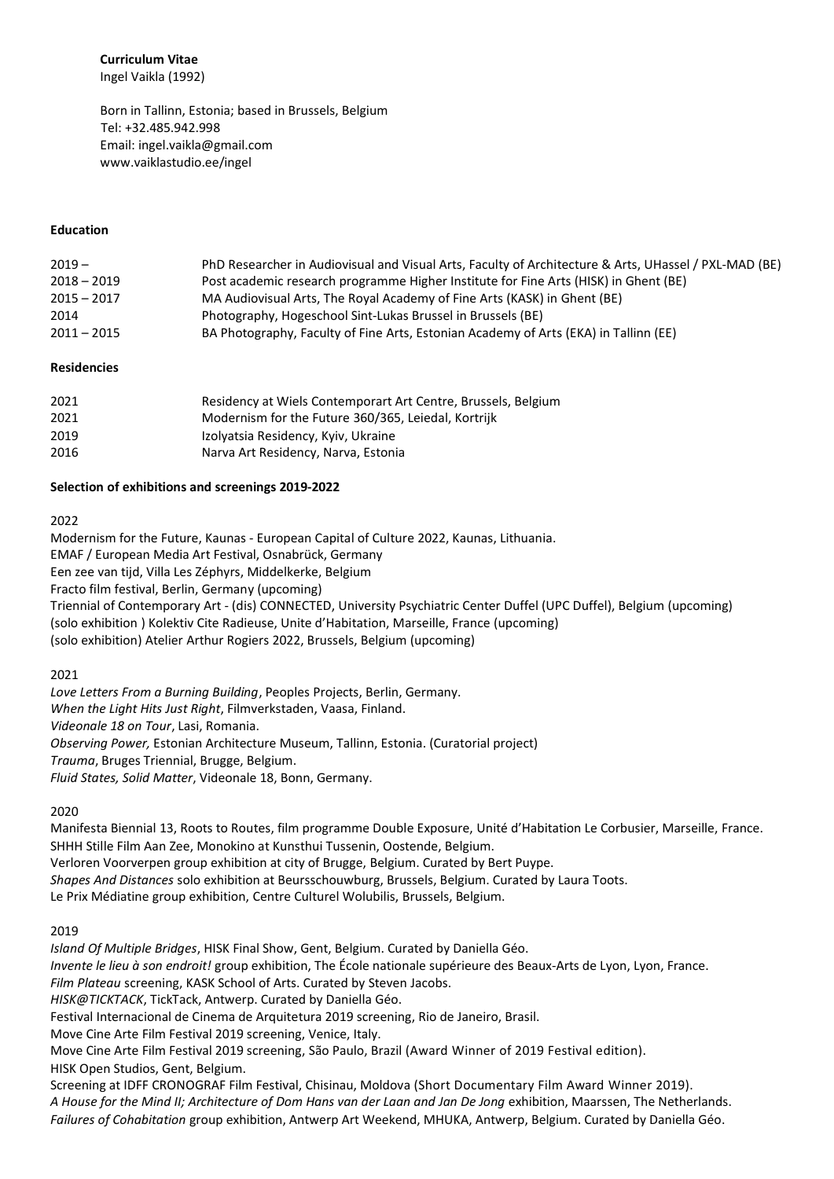**Curriculum Vitae**
Ingel Vaikla (1992)

Born in Tallinn, Estonia; based in Brussels, Belgium
Tel: +32.485.942.998
Email: ingel.vaikla@gmail.com
www.vaiklastudio.ee/ingel

**Education**

| | |
|---|---|
| 2019 – | PhD Researcher in Audiovisual and Visual Arts, Faculty of Architecture & Arts, UHassel / PXL-MAD (BE) |
| 2018 – 2019 | Post academic research programme Higher Institute for Fine Arts (HISK) in Ghent (BE) |
| 2015 – 2017 | MA Audiovisual Arts, The Royal Academy of Fine Arts (KASK) in Ghent (BE) |
| 2014 | Photography, Hogeschool Sint-Lukas Brussel in Brussels (BE) |
| 2011 – 2015 | BA Photography, Faculty of Fine Arts, Estonian Academy of Arts (EKA) in Tallinn (EE) |

**Residencies**

| | |
|---|---|
| 2021 | Residency at Wiels Contemporart Art Centre, Brussels, Belgium |
| 2021 | Modernism for the Future 360/365, Leiedal, Kortrijk |
| 2019 | Izolyatsia Residency, Kyiv, Ukraine |
| 2016 | Narva Art Residency, Narva, Estonia |

**Selection of exhibitions and screenings 2019-2022**

2022

Modernism for the Future, Kaunas - European Capital of Culture 2022, Kaunas, Lithuania.
EMAF / European Media Art Festival, Osnabrück, Germany
Een zee van tijd, Villa Les Zéphyrs, Middelkerke, Belgium
Fracto film festival, Berlin, Germany (upcoming)
Triennial of Contemporary Art - (dis) CONNECTED, University Psychiatric Center Duffel (UPC Duffel), Belgium (upcoming)
(solo exhibition ) Kolektiv Cite Radieuse, Unite d'Habitation, Marseille, France (upcoming)
(solo exhibition) Atelier Arthur Rogiers 2022, Brussels, Belgium (upcoming)

2021

*Love Letters From a Burning Building*, Peoples Projects, Berlin, Germany.
*When the Light Hits Just Right*, Filmverkstaden, Vaasa, Finland.
*Videonale 18 on Tour*, Lasi, Romania.
*Observing Power,* Estonian Architecture Museum, Tallinn, Estonia. (Curatorial project)
*Trauma*, Bruges Triennial, Brugge, Belgium.
*Fluid States, Solid Matter*, Videonale 18, Bonn, Germany.

2020

Manifesta Biennial 13, Roots to Routes, film programme Double Exposure, Unité d'Habitation Le Corbusier, Marseille, France.
SHHH Stille Film Aan Zee, Monokino at Kunsthui Tussenin, Oostende, Belgium.
Verloren Voorverpen group exhibition at city of Brugge, Belgium. Curated by Bert Puype.
*Shapes And Distances* solo exhibition at Beursschouwburg, Brussels, Belgium. Curated by Laura Toots.
Le Prix Médiatine group exhibition, Centre Culturel Wolubilis, Brussels, Belgium.

2019

*Island Of Multiple Bridges*, HISK Final Show, Gent, Belgium. Curated by Daniella Géo.
*Invente le lieu à son endroit!* group exhibition, The École nationale supérieure des Beaux-Arts de Lyon, Lyon, France.
*Film Plateau* screening, KASK School of Arts. Curated by Steven Jacobs.
*HISK@TICKTACK*, TickTack, Antwerp. Curated by Daniella Géo.
Festival Internacional de Cinema de Arquitetura 2019 screening, Rio de Janeiro, Brasil.
Move Cine Arte Film Festival 2019 screening, Venice, Italy.
Move Cine Arte Film Festival 2019 screening, São Paulo, Brazil (Award Winner of 2019 Festival edition).
HISK Open Studios, Gent, Belgium.
Screening at IDFF CRONOGRAF Film Festival, Chisinau, Moldova (Short Documentary Film Award Winner 2019).
*A House for the Mind II; Architecture of Dom Hans van der Laan and Jan De Jong* exhibition, Maarssen, The Netherlands.
*Failures of Cohabitation* group exhibition, Antwerp Art Weekend, MHUKA, Antwerp, Belgium. Curated by Daniella Géo.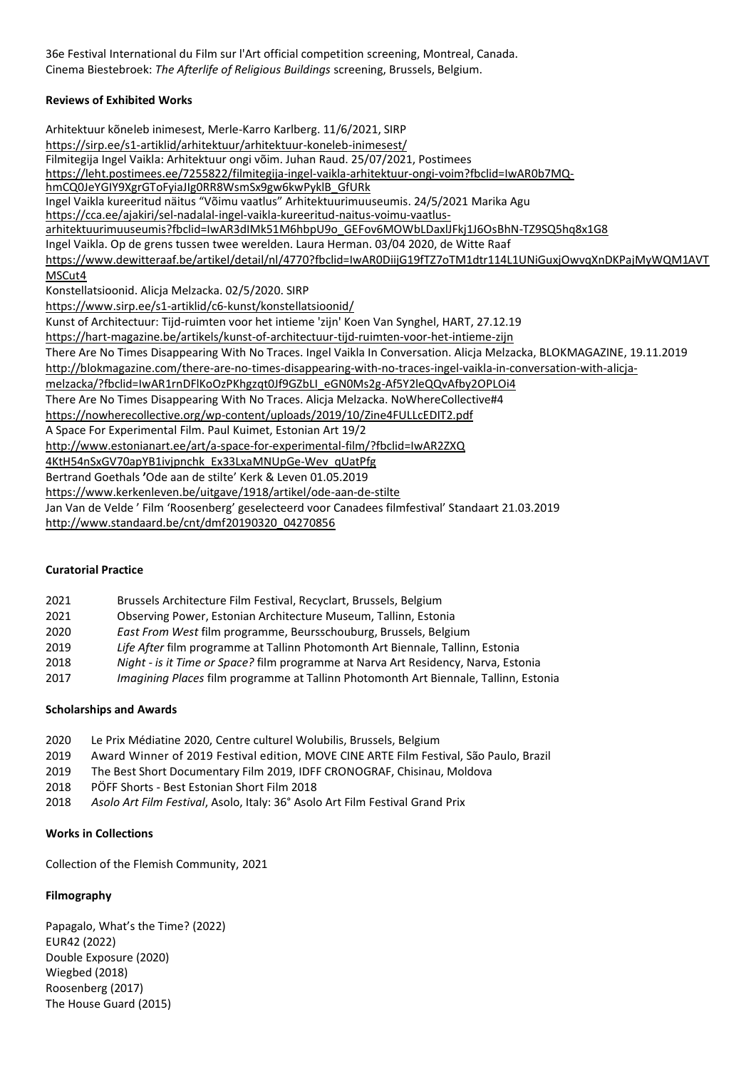36e Festival International du Film sur l'Art official competition screening, Montreal, Canada.
Cinema Biestebroek: *The Afterlife of Religious Buildings* screening, Brussels, Belgium.

**Reviews of Exhibited Works**

Arhitektuur kõneleb inimesest, Merle-Karro Karlberg. 11/6/2021, SIRP
https://sirp.ee/s1-artiklid/arhitektuur/arhitektuur-koneleb-inimesest/
Filmitegija Ingel Vaikla: Arhitektuur ongi võim. Juhan Raud. 25/07/2021, Postimees
https://leht.postimees.ee/7255822/filmitegija-ingel-vaikla-arhitektuur-ongi-voim?fbclid=IwAR0b7MQ-hmCQ0JeYGIY9XgrGToFyiaJIg0RR8WsmSx9gw6kwPyklB_GfURk
Ingel Vaikla kureeritud näitus "Võimu vaatlus" Arhitektuurimuuseumis. 24/5/2021 Marika Agu
https://cca.ee/ajakiri/sel-nadalal-ingel-vaikla-kureeritud-naitus-voimu-vaatlus-arhitektuurimuuseumis?fbclid=IwAR3dIMk51M6hbpU9o_GEFov6MOWbLDaxlJFkj1J6OsBhN-TZ9SQ5hq8x1G8
Ingel Vaikla. Op de grens tussen twee werelden. Laura Herman. 03/04 2020, de Witte Raaf
https://www.dewitteraaf.be/artikel/detail/nl/4770?fbclid=IwAR0DiijG19fTZ7oTM1dtr114L1UNiGuxjOwvqXnDKPajMyWQM1AVTMSCut4
Konstellatsioonid. Alicja Melzacka. 02/5/2020. SIRP
https://www.sirp.ee/s1-artiklid/c6-kunst/konstellatsioonid/
Kunst of Architectuur: Tijd-ruimten voor het intieme 'zijn' Koen Van Synghel, HART, 27.12.19
https://hart-magazine.be/artikels/kunst-of-architectuur-tijd-ruimten-voor-het-intieme-zijn
There Are No Times Disappearing With No Traces. Ingel Vaikla In Conversation. Alicja Melzacka, BLOKMAGAZINE, 19.11.2019
http://blokmagazine.com/there-are-no-times-disappearing-with-no-traces-ingel-vaikla-in-conversation-with-alicja-melzacka/?fbclid=IwAR1rnDFlKoOzPKhgzqt0Jf9GZbLI_eGN0Ms2g-Af5Y2leQQvAfby2OPLOi4
There Are No Times Disappearing With No Traces. Alicja Melzacka. NoWhereCollective#4
https://nowherecollective.org/wp-content/uploads/2019/10/Zine4FULLcEDIT2.pdf
A Space For Experimental Film. Paul Kuimet, Estonian Art 19/2
http://www.estonianart.ee/art/a-space-for-experimental-film/?fbclid=IwAR2ZXQ4KtH54nSxGV70apYB1ivjpnchk_Ex33LxaMNUpGe-Wev_qUatPfg
Bertrand Goethals **'**Ode aan de stilte' Kerk & Leven 01.05.2019
https://www.kerkenleven.be/uitgave/1918/artikel/ode-aan-de-stilte
Jan Van de Velde ' Film 'Roosenberg' geselecteerd voor Canadees filmfestival' Standaart 21.03.2019
http://www.standaard.be/cnt/dmf20190320_04270856

**Curatorial Practice**

2021 Brussels Architecture Film Festival, Recyclart, Brussels, Belgium
2021 Observing Power, Estonian Architecture Museum, Tallinn, Estonia
2020 *East From West* film programme, Beursschouburg, Brussels, Belgium
2019 *Life After* film programme at Tallinn Photomonth Art Biennale, Tallinn, Estonia
2018 *Night - is it Time or Space?* film programme at Narva Art Residency, Narva, Estonia
2017 *Imagining Places* film programme at Tallinn Photomonth Art Biennale, Tallinn, Estonia

**Scholarships and Awards**

2020 Le Prix Médiatine 2020, Centre culturel Wolubilis, Brussels, Belgium
2019 Award Winner of 2019 Festival edition, MOVE CINE ARTE Film Festival, São Paulo, Brazil
2019 The Best Short Documentary Film 2019, IDFF CRONOGRAF, Chisinau, Moldova
2018 PÖFF Shorts - Best Estonian Short Film 2018
2018 *Asolo Art Film Festival*, Asolo, Italy: 36° Asolo Art Film Festival Grand Prix

**Works in Collections**

Collection of the Flemish Community, 2021

**Filmography**

Papagalo, What's the Time? (2022)
EUR42 (2022)
Double Exposure (2020)
Wiegbed (2018)
Roosenberg (2017)
The House Guard (2015)